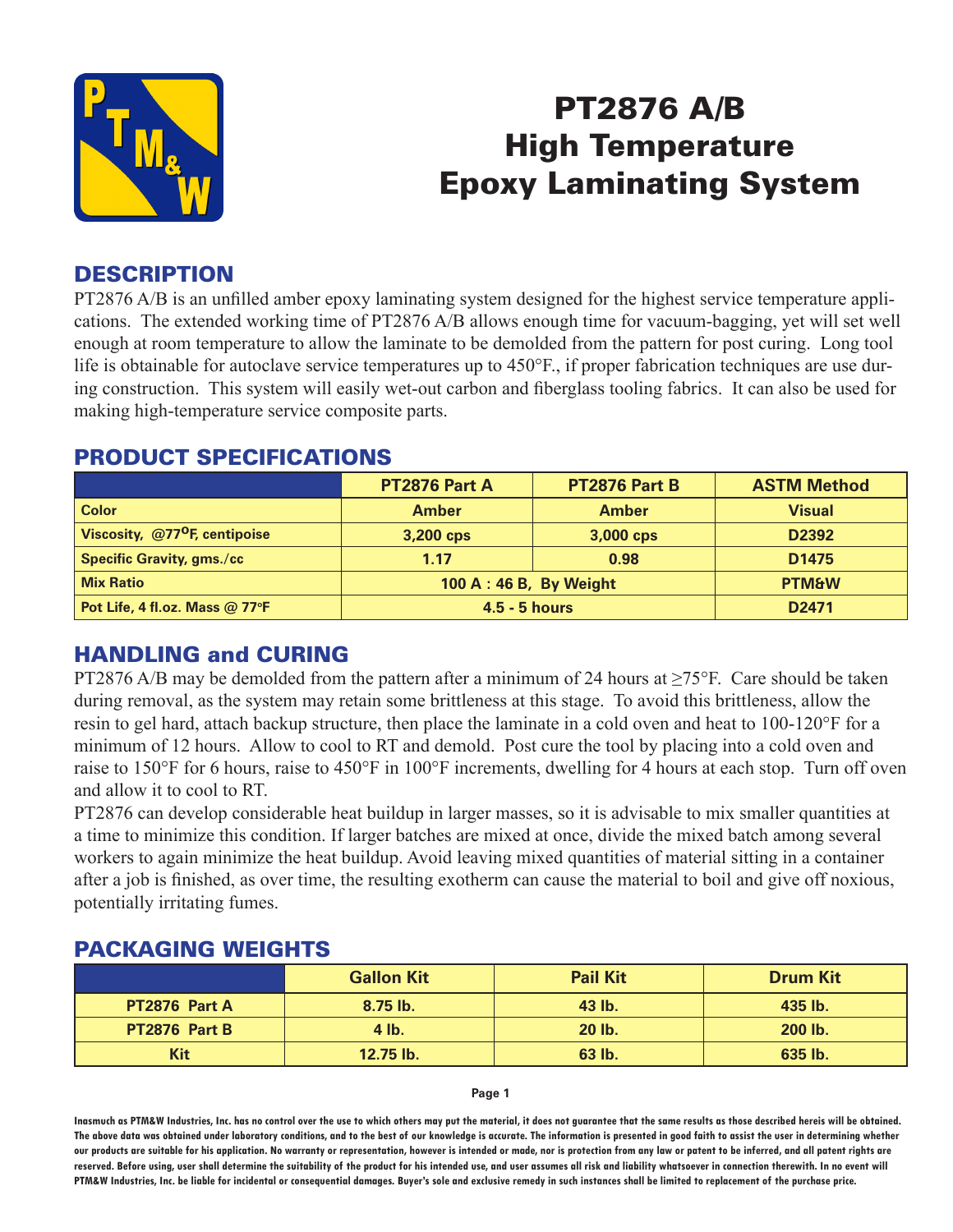# PT2876 A/B High Temperature Epoxy Laminating System

## DESCRIPTION

PT2876 A/B is an unfilled amber epoxy laminating system designed for the highest service temperature applications. The extended working time of PT2876 A/B allows enough time for vacuum-bagging, yet will set well enough at room temperature to allow the laminate to be demolded from the pattern for post curing. Long tool life is obtainable for autoclave service temperatures up to 450°F., if proper fabrication techniques are use during construction. This system will easily wet-out carbon and fiberglass tooling fabrics. It can also be used for making high-temperature service composite parts.

## PRODUCT SPECIFICATIONS

| | PT2876 Part A | PT2876 Part B | ASTM Method |
|---|---|---|---|
| Color | Amber | Amber | Visual |
| Viscosity, @77°F, centipoise | 3,200 cps | 3,000 cps | D2392 |
| Specific Gravity, gms./cc | 1.17 | 0.98 | D1475 |
| Mix Ratio | 100 A : 46 B, By Weight | | PTM&W |
| Pot Life, 4 fl.oz. Mass @ 77°F | 4.5 - 5 hours | | D2471 |

## HANDLING and CURING

PT2876 A/B may be demolded from the pattern after a minimum of 24 hours at ≥75°F. Care should be taken during removal, as the system may retain some brittleness at this stage. To avoid this brittleness, allow the resin to gel hard, attach backup structure, then place the laminate in a cold oven and heat to 100-120°F for a minimum of 12 hours. Allow to cool to RT and demold. Post cure the tool by placing into a cold oven and raise to 150°F for 6 hours, raise to 450°F in 100°F increments, dwelling for 4 hours at each stop. Turn off oven and allow it to cool to RT.

PT2876 can develop considerable heat buildup in larger masses, so it is advisable to mix smaller quantities at a time to minimize this condition. If larger batches are mixed at once, divide the mixed batch among several workers to again minimize the heat buildup. Avoid leaving mixed quantities of material sitting in a container after a job is finished, as over time, the resulting exotherm can cause the material to boil and give off noxious, potentially irritating fumes.

## PACKAGING WEIGHTS

| | Gallon Kit | Pail Kit | Drum Kit |
|---|---|---|---|
| PT2876 Part A | 8.75 lb. | 43 lb. | 435 lb. |
| PT2876 Part B | 4 lb. | 20 lb. | 200 lb. |
| Kit | 12.75 lb. | 63 lb. | 635 lb. |

Inasmuch as PTM&W Industries, Inc. has no control over the use to which others may put the material, it does not guarantee that the same results as those described hereis will be obtained. The above data was obtained under laboratory conditions, and to the best of our knowledge is accurate. The information is presented in good faith to assist the user in determining whether our products are suitable for his application. No warranty or representation, however is intended or made, nor is protection from any law or patent to be inferred, and all patent rights are reserved. Before using, user shall determine the suitability of the product for his intended use, and user assumes all risk and liability whatsoever in connection therewith. In no event will PTM&W Industries, Inc. be liable for incidental or consequential damages. Buyer's sole and exclusive remedy in such instances shall be limited to replacement of the purchase price.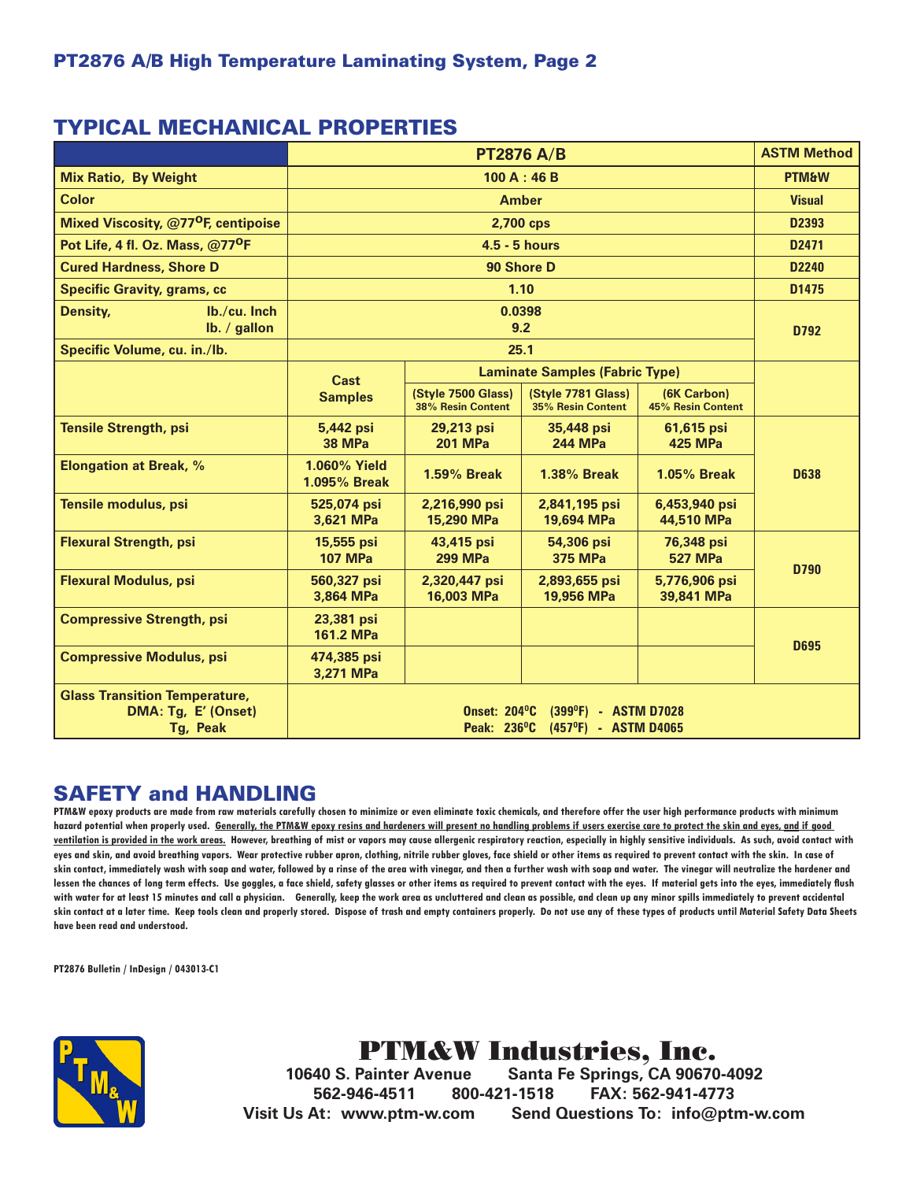## TYPICAL MECHANICAL PROPERTIES

| | PT2876 A/B | | | | ASTM Method |
|---|---|---|---|---|---|
| **Mix Ratio, By Weight** | 100 A : 46 B | | | | PTM&W |
| **Color** | Amber | | | | Visual |
| **Mixed Viscosity, @77°F, centipoise** | 2,700 cps | | | | D2393 |
| **Pot Life, 4 fl. Oz. Mass, @77°F** | 4.5 - 5 hours | | | | D2471 |
| **Cured Hardness, Shore D** | 90 Shore D | | | | D2240 |
| **Specific Gravity, grams, cc** | 1.10 | | | | D1475 |
| **Density, lb./cu. Inch / lb. / gallon** | 0.0398 / 9.2 | | | | D792 |
| **Specific Volume, cu. in./lb.** | 25.1 | | | | |
| | Cast Samples | Laminate Samples (Fabric Type) | | | |
| | | (Style 7500 Glass) 38% Resin Content | (Style 7781 Glass) 35% Resin Content | (6K Carbon) 45% Resin Content | |
| **Tensile Strength, psi** | 5,442 psi 38 MPa | 29,213 psi 201 MPa | 35,448 psi 244 MPa | 61,615 psi 425 MPa | D638 |
| **Elongation at Break, %** | 1.060% Yield 1.095% Break | 1.59% Break | 1.38% Break | 1.05% Break | D638 |
| **Tensile modulus, psi** | 525,074 psi 3,621 MPa | 2,216,990 psi 15,290 MPa | 2,841,195 psi 19,694 MPa | 6,453,940 psi 44,510 MPa | D638 |
| **Flexural Strength, psi** | 15,555 psi 107 MPa | 43,415 psi 299 MPa | 54,306 psi 375 MPa | 76,348 psi 527 MPa | D790 |
| **Flexural Modulus, psi** | 560,327 psi 3,864 MPa | 2,320,447 psi 16,003 MPa | 2,893,655 psi 19,956 MPa | 5,776,906 psi 39,841 MPa | D790 |
| **Compressive Strength, psi** | 23,381 psi 161.2 MPa | | | | D695 |
| **Compressive Modulus, psi** | 474,385 psi 3,271 MPa | | | | D695 |
| **Glass Transition Temperature, DMA: Tg, E' (Onset) / Tg, Peak** | Onset: 204°C (399°F) - ASTM D7028<br>Peak: 236°C (457°F) - ASTM D4065 | | | | |

## SAFETY and HANDLING

PTM&W epoxy products are made from raw materials carefully chosen to minimize or even eliminate toxic chemicals, and therefore offer the user high performance products with minimum hazard potential when properly used. Generally, the PTM&W epoxy resins and hardeners will present no handling problems if users exercise care to protect the skin and eyes, and if good ventilation is provided in the work areas. However, breathing of mist or vapors may cause allergenic respiratory reaction, especially in highly sensitive individuals. As such, avoid contact with eyes and skin, and avoid breathing vapors. Wear protective rubber apron, clothing, nitrile rubber gloves, face shield or other items as required to prevent contact with the skin. In case of skin contact, immediately wash with soap and water, followed by a rinse of the area with vinegar, and then a further wash with soap and water. The vinegar will neutralize the hardener and lessen the chances of long term effects. Use goggles, a face shield, safety glasses or other items as required to prevent contact with the eyes. If material gets into the eyes, immediately flush with water for at least 15 minutes and call a physician. Generally, keep the work area as uncluttered and clean as possible, and clean up any minor spills immediately to prevent accidental skin contact at a later time. Keep tools clean and properly stored. Dispose of trash and empty containers properly. Do not use any of these types of products until Material Safety Data Sheets have been read and understood.

PT2876 Bulletin / InDesign / 043013-C1

**PTM&W Industries, Inc.**
10640 S. Painter Avenue Santa Fe Springs, CA 90670-4092
562-946-4511 800-421-1518 FAX: 562-941-4773
Visit Us At: www.ptm-w.com Send Questions To: info@ptm-w.com